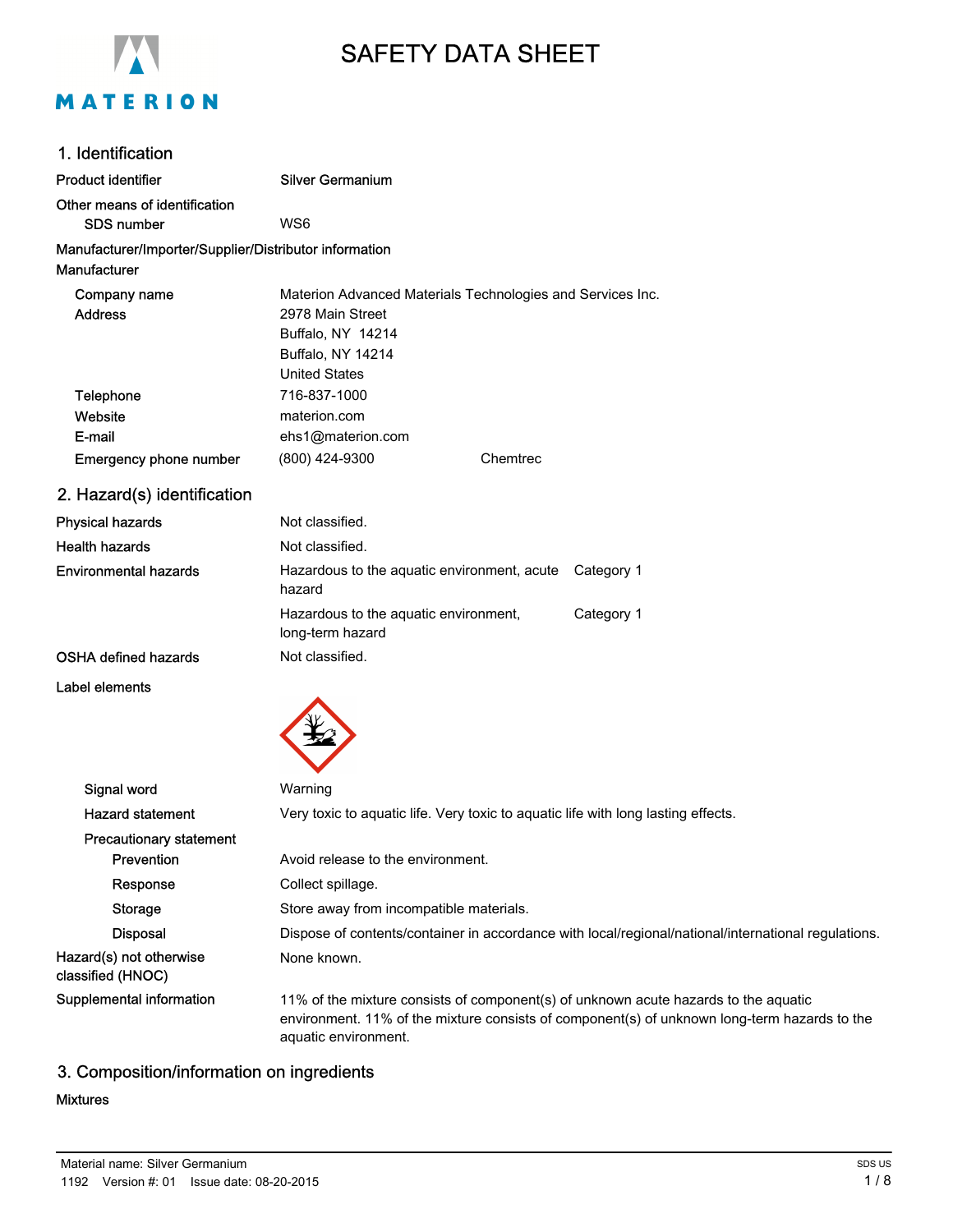# SAFETY DATA SHEET

## 1. Identification

**Product identifier** Silver Germanium

**Other means of identification**

**SDS number** WS6

**Manufacturer/Importer/Supplier/Distributor information**

**Manufacturer**

| | |
|---|---|
| Company name | Materion Advanced Materials Technologies and Services Inc. |
| Address | 2978 Main Street<br>Buffalo, NY 14214<br>Buffalo, NY 14214<br>United States |
| Telephone | 716-837-1000 |
| Website | materion.com |
| E-mail | ehs1@materion.com |
| Emergency phone number | (800) 424-9300 Chemtrec |

## 2. Hazard(s) identification

| | | |
|---|---|---|
| Physical hazards | Not classified. | |
| Health hazards | Not classified. | |
| Environmental hazards | Hazardous to the aquatic environment, acute hazard | Category 1 |
| | Hazardous to the aquatic environment, long-term hazard | Category 1 |
| OSHA defined hazards | Not classified. | |

**Label elements**

**Signal word** Warning

**Hazard statement** Very toxic to aquatic life. Very toxic to aquatic life with long lasting effects.

**Precautionary statement**

- **Prevention** Avoid release to the environment.
- **Response** Collect spillage.
- **Storage** Store away from incompatible materials.
- **Disposal** Dispose of contents/container in accordance with local/regional/national/international regulations.

**Hazard(s) not otherwise classified (HNOC)** None known.

**Supplemental information** 11% of the mixture consists of component(s) of unknown acute hazards to the aquatic environment. 11% of the mixture consists of component(s) of unknown long-term hazards to the aquatic environment.

## 3. Composition/information on ingredients

**Mixtures**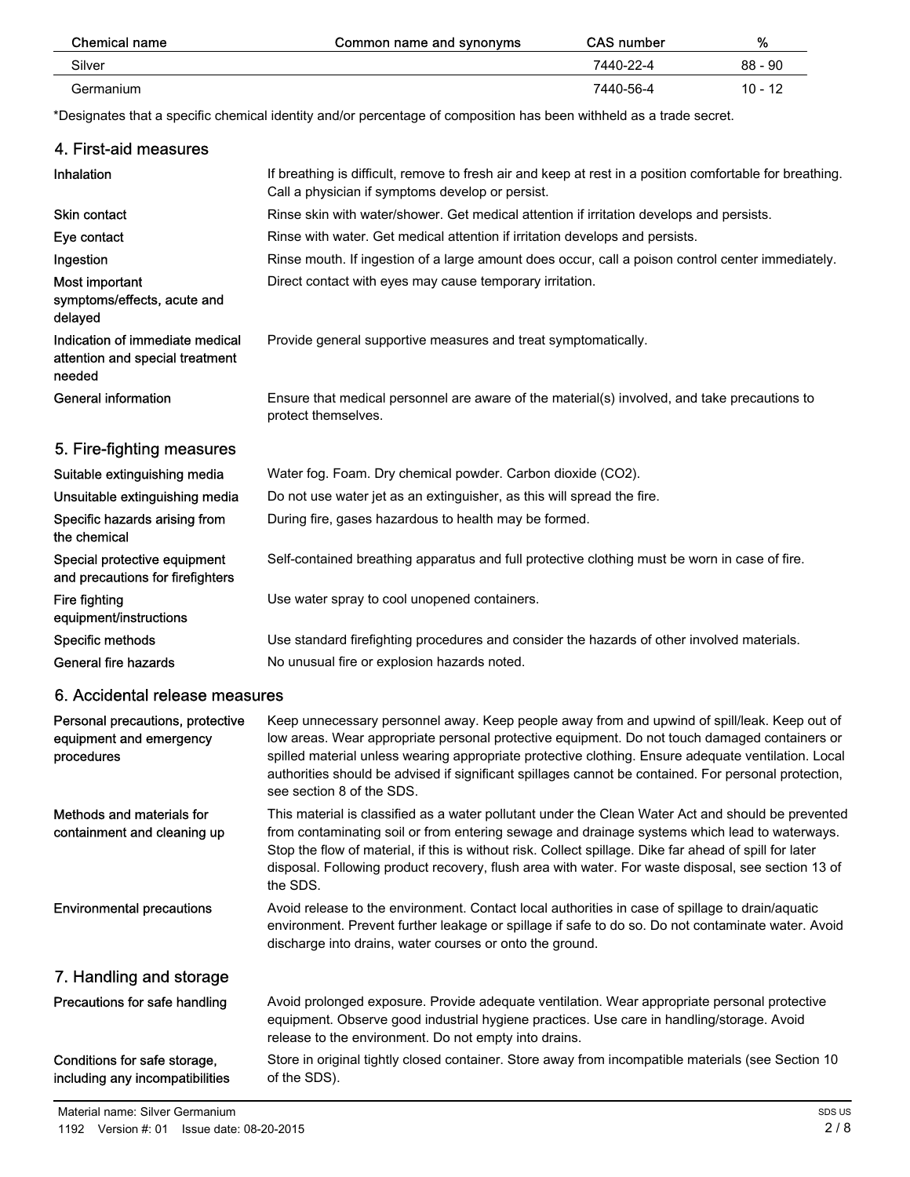| Chemical name | Common name and synonyms | CAS number | % |
|---|---|---|---|
| Silver | | 7440-22-4 | 88 - 90 |
| Germanium | | 7440-56-4 | 10 - 12 |

*Designates that a specific chemical identity and/or percentage of composition has been withheld as a trade secret.

## 4. First-aid measures

| | |
|---|---|
| **Inhalation** | If breathing is difficult, remove to fresh air and keep at rest in a position comfortable for breathing. Call a physician if symptoms develop or persist. |
| **Skin contact** | Rinse skin with water/shower. Get medical attention if irritation develops and persists. |
| **Eye contact** | Rinse with water. Get medical attention if irritation develops and persists. |
| **Ingestion** | Rinse mouth. If ingestion of a large amount does occur, call a poison control center immediately. |
| **Most important symptoms/effects, acute and delayed** | Direct contact with eyes may cause temporary irritation. |
| **Indication of immediate medical attention and special treatment needed** | Provide general supportive measures and treat symptomatically. |
| **General information** | Ensure that medical personnel are aware of the material(s) involved, and take precautions to protect themselves. |

## 5. Fire-fighting measures

| | |
|---|---|
| **Suitable extinguishing media** | Water fog. Foam. Dry chemical powder. Carbon dioxide ($CO_2$). |
| **Unsuitable extinguishing media** | Do not use water jet as an extinguisher, as this will spread the fire. |
| **Specific hazards arising from the chemical** | During fire, gases hazardous to health may be formed. |
| **Special protective equipment and precautions for firefighters** | Self-contained breathing apparatus and full protective clothing must be worn in case of fire. |
| **Fire fighting equipment/instructions** | Use water spray to cool unopened containers. |
| **Specific methods** | Use standard firefighting procedures and consider the hazards of other involved materials. |
| **General fire hazards** | No unusual fire or explosion hazards noted. |

## 6. Accidental release measures

| | |
|---|---|
| **Personal precautions, protective equipment and emergency procedures** | Keep unnecessary personnel away. Keep people away from and upwind of spill/leak. Keep out of low areas. Wear appropriate personal protective equipment. Do not touch damaged containers or spilled material unless wearing appropriate protective clothing. Ensure adequate ventilation. Local authorities should be advised if significant spillages cannot be contained. For personal protection, see section 8 of the SDS. |
| **Methods and materials for containment and cleaning up** | This material is classified as a water pollutant under the Clean Water Act and should be prevented from contaminating soil or from entering sewage and drainage systems which lead to waterways. Stop the flow of material, if this is without risk. Collect spillage. Dike far ahead of spill for later disposal. Following product recovery, flush area with water. For waste disposal, see section 13 of the SDS. |
| **Environmental precautions** | Avoid release to the environment. Contact local authorities in case of spillage to drain/aquatic environment. Prevent further leakage or spillage if safe to do so. Do not contaminate water. Avoid discharge into drains, water courses or onto the ground. |

## 7. Handling and storage

| | |
|---|---|
| **Precautions for safe handling** | Avoid prolonged exposure. Provide adequate ventilation. Wear appropriate personal protective equipment. Observe good industrial hygiene practices. Use care in handling/storage. Avoid release to the environment. Do not empty into drains. |
| **Conditions for safe storage, including any incompatibilities** | Store in original tightly closed container. Store away from incompatible materials (see Section 10 of the SDS). |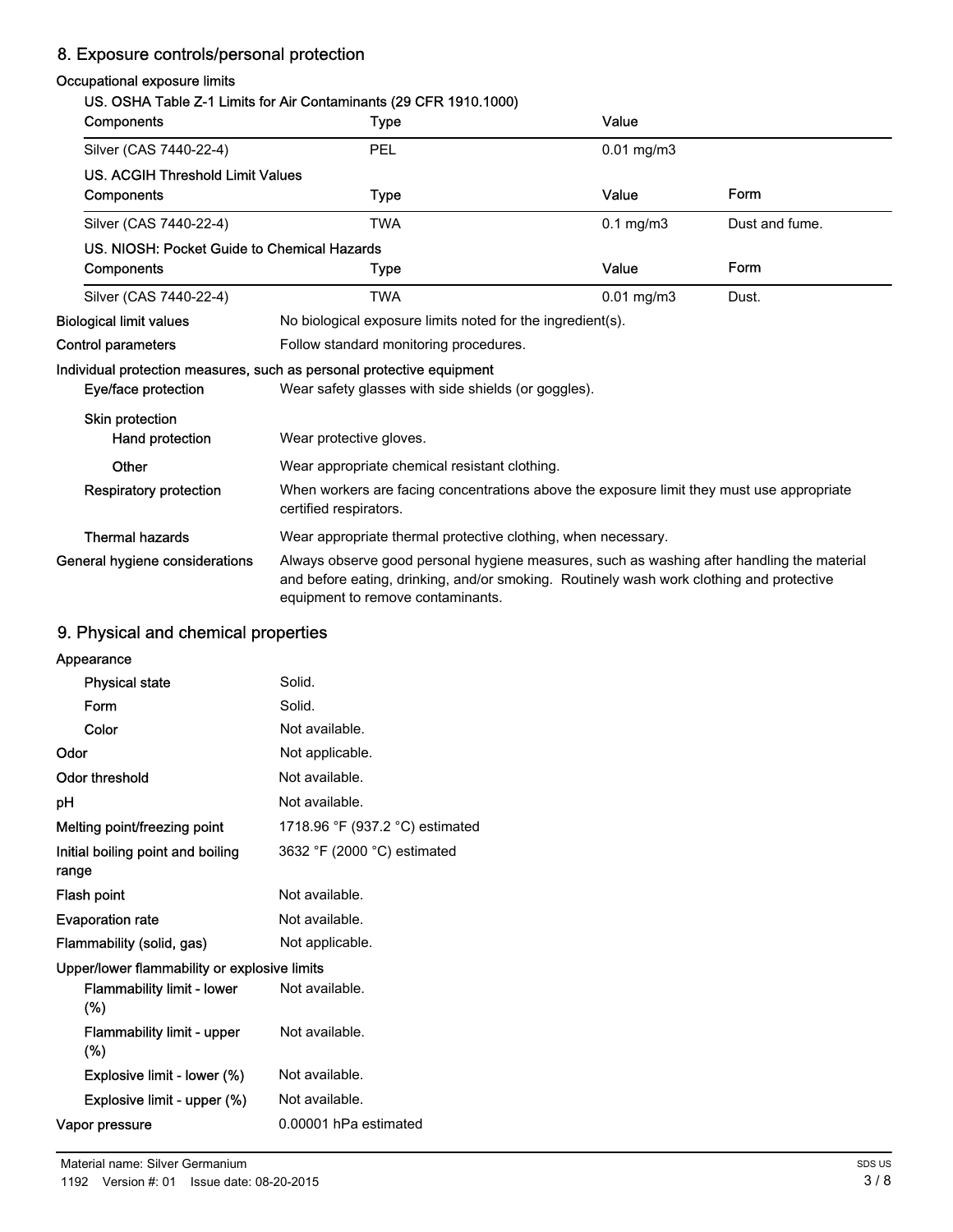## 8. Exposure controls/personal protection

### Occupational exposure limits

**US. OSHA Table Z-1 Limits for Air Contaminants (29 CFR 1910.1000)**

| Components | Type | Value |
|---|---|---|
| Silver (CAS 7440-22-4) | PEL | 0.01 mg/m3 |

**US. ACGIH Threshold Limit Values**

| Components | Type | Value | Form |
|---|---|---|---|
| Silver (CAS 7440-22-4) | TWA | 0.1 mg/m3 | Dust and fume. |

**US. NIOSH: Pocket Guide to Chemical Hazards**

| Components | Type | Value | Form |
|---|---|---|---|
| Silver (CAS 7440-22-4) | TWA | 0.01 mg/m3 | Dust. |

**Biological limit values** No biological exposure limits noted for the ingredient(s).

**Control parameters** Follow standard monitoring procedures.

### Individual protection measures, such as personal protective equipment

**Eye/face protection** Wear safety glasses with side shields (or goggles).

**Skin protection**

**Hand protection** Wear protective gloves.

**Other** Wear appropriate chemical resistant clothing.

**Respiratory protection** When workers are facing concentrations above the exposure limit they must use appropriate certified respirators.

**Thermal hazards** Wear appropriate thermal protective clothing, when necessary.

**General hygiene considerations** Always observe good personal hygiene measures, such as washing after handling the material and before eating, drinking, and/or smoking. Routinely wash work clothing and protective equipment to remove contaminants.

## 9. Physical and chemical properties

**Appearance**

| | |
|---|---|
| Physical state | Solid. |
| Form | Solid. |
| Color | Not available. |
| Odor | Not applicable. |
| Odor threshold | Not available. |
| pH | Not available. |
| Melting point/freezing point | 1718.96 °F (937.2 °C) estimated |
| Initial boiling point and boiling range | 3632 °F (2000 °C) estimated |
| Flash point | Not available. |
| Evaporation rate | Not available. |
| Flammability (solid, gas) | Not applicable. |

**Upper/lower flammability or explosive limits**

| | |
|---|---|
| Flammability limit - lower (%) | Not available. |
| Flammability limit - upper (%) | Not available. |
| Explosive limit - lower (%) | Not available. |
| Explosive limit - upper (%) | Not available. |
| Vapor pressure | 0.00001 hPa estimated |

Material name: Silver Germanium

1192 Version #: 01 Issue date: 08-20-2015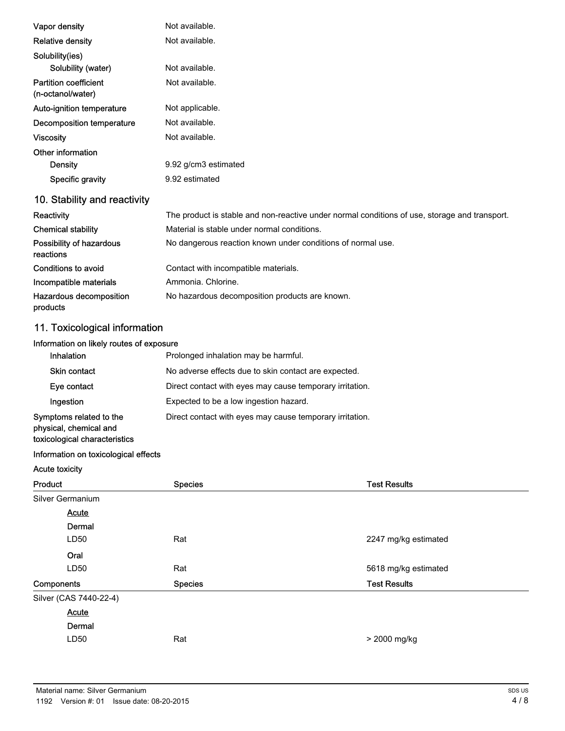| | |
|---|---|
| Vapor density | Not available. |
| Relative density | Not available. |
| Solubility(ies) | |
| Solubility (water) | Not available. |
| Partition coefficient (n-octanol/water) | Not available. |
| Auto-ignition temperature | Not applicable. |
| Decomposition temperature | Not available. |
| Viscosity | Not available. |
| Other information | |
| Density | 9.92 g/cm3 estimated |
| Specific gravity | 9.92 estimated |

## 10. Stability and reactivity

| | |
|---|---|
| Reactivity | The product is stable and non-reactive under normal conditions of use, storage and transport. |
| Chemical stability | Material is stable under normal conditions. |
| Possibility of hazardous reactions | No dangerous reaction known under conditions of normal use. |
| Conditions to avoid | Contact with incompatible materials. |
| Incompatible materials | Ammonia. Chlorine. |
| Hazardous decomposition products | No hazardous decomposition products are known. |

## 11. Toxicological information

**Information on likely routes of exposure**

| | |
|---|---|
| Inhalation | Prolonged inhalation may be harmful. |
| Skin contact | No adverse effects due to skin contact are expected. |
| Eye contact | Direct contact with eyes may cause temporary irritation. |
| Ingestion | Expected to be a low ingestion hazard. |
| Symptoms related to the physical, chemical and toxicological characteristics | Direct contact with eyes may cause temporary irritation. |

**Information on toxicological effects**

**Acute toxicity**

| Product | Species | Test Results |
|---|---|---|
| Silver Germanium | | |
| Acute | | |
| Dermal | | |
| LD50 | Rat | 2247 mg/kg estimated |
| Oral | | |
| LD50 | Rat | 5618 mg/kg estimated |

| Components | Species | Test Results |
|---|---|---|
| Silver (CAS 7440-22-4) | | |
| Acute | | |
| Dermal | | |
| LD50 | Rat | > 2000 mg/kg |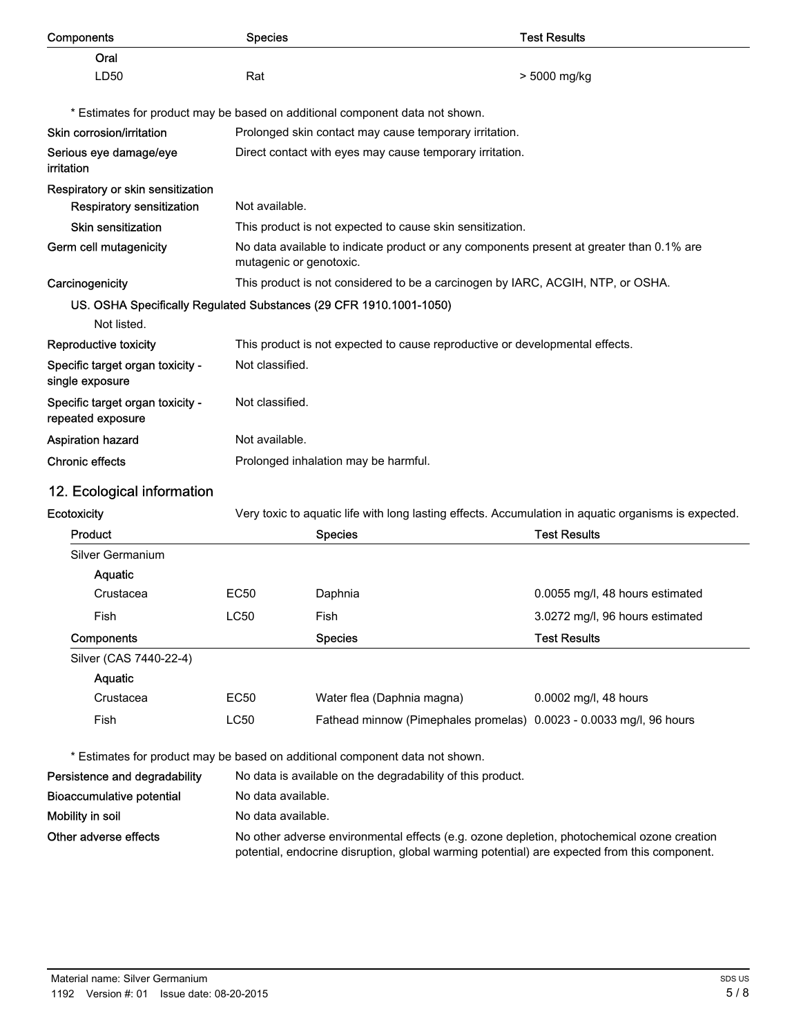| Components | Species | Test Results |
|---|---|---|
| Oral | | |
| LD50 | Rat | > 5000 mg/kg |

\* Estimates for product may be based on additional component data not shown.

**Skin corrosion/irritation** Prolonged skin contact may cause temporary irritation.

**Serious eye damage/eye irritation** Direct contact with eyes may cause temporary irritation.

**Respiratory or skin sensitization**

**Respiratory sensitization** Not available.

**Skin sensitization** This product is not expected to cause skin sensitization.

**Germ cell mutagenicity** No data available to indicate product or any components present at greater than 0.1% are mutagenic or genotoxic.

**Carcinogenicity** This product is not considered to be a carcinogen by IARC, ACGIH, NTP, or OSHA.

**US. OSHA Specifically Regulated Substances (29 CFR 1910.1001-1050)**

Not listed.

**Reproductive toxicity** This product is not expected to cause reproductive or developmental effects.

**Specific target organ toxicity - single exposure** Not classified.

**Specific target organ toxicity - repeated exposure** Not classified.

**Aspiration hazard** Not available.

**Chronic effects** Prolonged inhalation may be harmful.

## 12. Ecological information

**Ecotoxicity** Very toxic to aquatic life with long lasting effects. Accumulation in aquatic organisms is expected.

| Product | | Species | Test Results |
|---|---|---|---|
| Silver Germanium | | | |
| Aquatic | | | |
| Crustacea | EC50 | Daphnia | 0.0055 mg/l, 48 hours estimated |
| Fish | LC50 | Fish | 3.0272 mg/l, 96 hours estimated |
| **Components** | | **Species** | **Test Results** |
| Silver (CAS 7440-22-4) | | | |
| Aquatic | | | |
| Crustacea | EC50 | Water flea (Daphnia magna) | 0.0002 mg/l, 48 hours |
| Fish | LC50 | Fathead minnow (Pimephales promelas) | 0.0023 - 0.0033 mg/l, 96 hours |

\* Estimates for product may be based on additional component data not shown.

**Persistence and degradability** No data is available on the degradability of this product.

**Bioaccumulative potential** No data available.

**Mobility in soil** No data available.

**Other adverse effects** No other adverse environmental effects (e.g. ozone depletion, photochemical ozone creation potential, endocrine disruption, global warming potential) are expected from this component.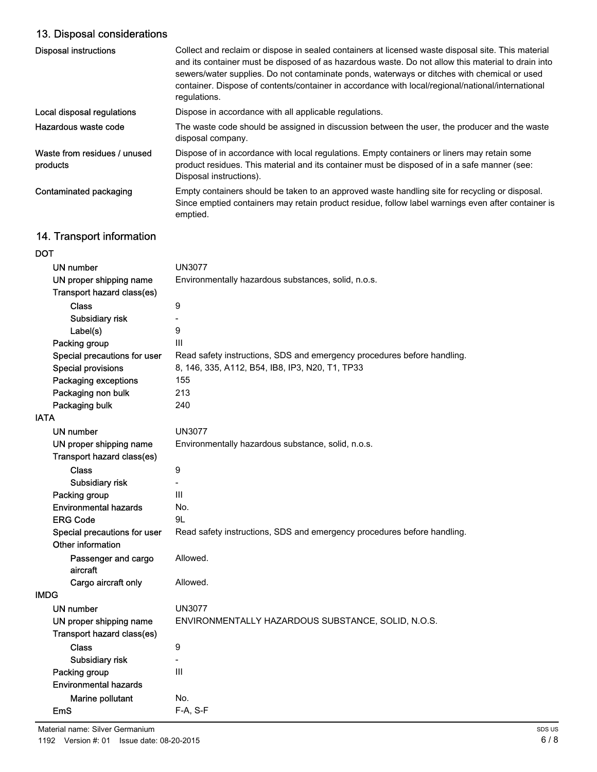## 13. Disposal considerations

| | |
|---|---|
| **Disposal instructions** | Collect and reclaim or dispose in sealed containers at licensed waste disposal site. This material and its container must be disposed of as hazardous waste. Do not allow this material to drain into sewers/water supplies. Do not contaminate ponds, waterways or ditches with chemical or used container. Dispose of contents/container in accordance with local/regional/national/international regulations. |
| **Local disposal regulations** | Dispose in accordance with all applicable regulations. |
| **Hazardous waste code** | The waste code should be assigned in discussion between the user, the producer and the waste disposal company. |
| **Waste from residues / unused products** | Dispose of in accordance with local regulations. Empty containers or liners may retain some product residues. This material and its container must be disposed of in a safe manner (see: Disposal instructions). |
| **Contaminated packaging** | Empty containers should be taken to an approved waste handling site for recycling or disposal. Since emptied containers may retain product residue, follow label warnings even after container is emptied. |

## 14. Transport information

**DOT**

| | |
|---|---|
| **UN number** | UN3077 |
| **UN proper shipping name** | Environmentally hazardous substances, solid, n.o.s. |
| **Transport hazard class(es)** | |
| **Class** | 9 |
| **Subsidiary risk** | - |
| **Label(s)** | 9 |
| **Packing group** | III |
| **Special precautions for user** | Read safety instructions, SDS and emergency procedures before handling. |
| **Special provisions** | 8, 146, 335, A112, B54, IB8, IP3, N20, T1, TP33 |
| **Packaging exceptions** | 155 |
| **Packaging non bulk** | 213 |
| **Packaging bulk** | 240 |

**IATA**

| | |
|---|---|
| **UN number** | UN3077 |
| **UN proper shipping name** | Environmentally hazardous substance, solid, n.o.s. |
| **Transport hazard class(es)** | |
| **Class** | 9 |
| **Subsidiary risk** | - |
| **Packing group** | III |
| **Environmental hazards** | No. |
| **ERG Code** | 9L |
| **Special precautions for user** | Read safety instructions, SDS and emergency procedures before handling. |
| **Other information** | |
| **Passenger and cargo aircraft** | Allowed. |
| **Cargo aircraft only** | Allowed. |

**IMDG**

| | |
|---|---|
| **UN number** | UN3077 |
| **UN proper shipping name** | ENVIRONMENTALLY HAZARDOUS SUBSTANCE, SOLID, N.O.S. |
| **Transport hazard class(es)** | |
| **Class** | 9 |
| **Subsidiary risk** | - |
| **Packing group** | III |
| **Environmental hazards** | |
| **Marine pollutant** | No. |
| **EmS** | F-A, S-F |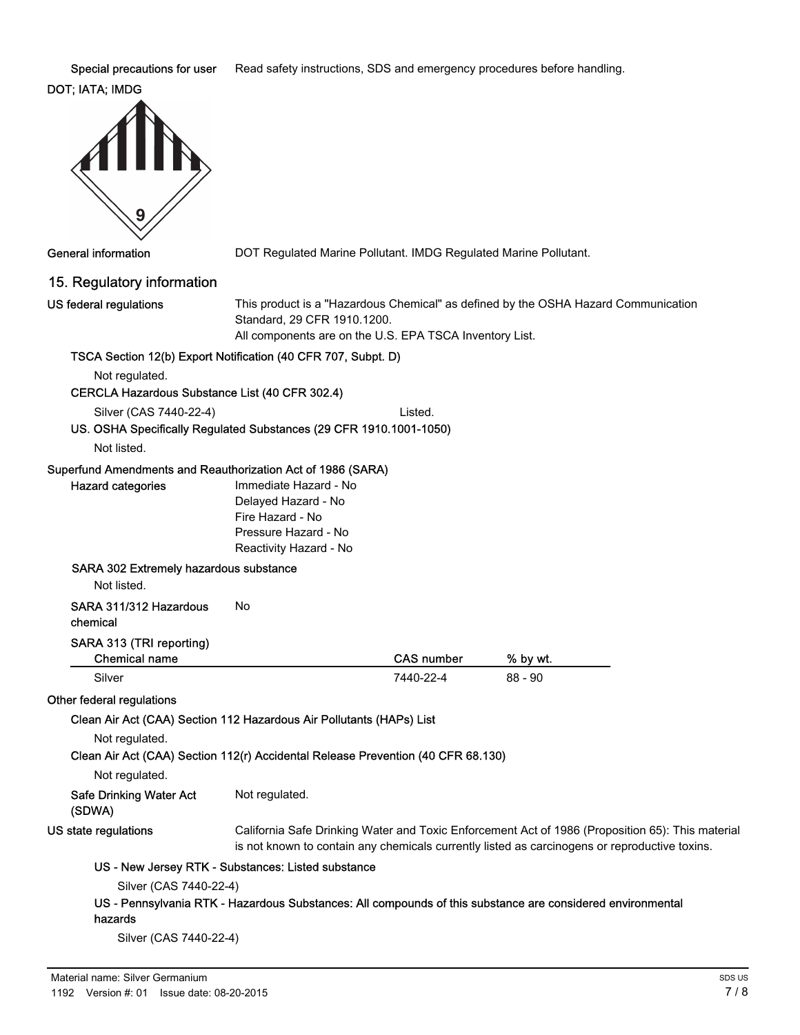**Special precautions for user** Read safety instructions, SDS and emergency procedures before handling.

**DOT; IATA; IMDG**

**General information** DOT Regulated Marine Pollutant. IMDG Regulated Marine Pollutant.

## 15. Regulatory information

**US federal regulations** This product is a "Hazardous Chemical" as defined by the OSHA Hazard Communication Standard, 29 CFR 1910.1200.
All components are on the U.S. EPA TSCA Inventory List.

**TSCA Section 12(b) Export Notification (40 CFR 707, Subpt. D)**

Not regulated.

**CERCLA Hazardous Substance List (40 CFR 302.4)**

Silver (CAS 7440-22-4) Listed.

**US. OSHA Specifically Regulated Substances (29 CFR 1910.1001-1050)**

Not listed.

**Superfund Amendments and Reauthorization Act of 1986 (SARA)**

**Hazard categories**
Immediate Hazard - No
Delayed Hazard - No
Fire Hazard - No
Pressure Hazard - No
Reactivity Hazard - No

**SARA 302 Extremely hazardous substance**

Not listed.

**SARA 311/312 Hazardous chemical** No

**SARA 313 (TRI reporting)**

| Chemical name | CAS number | % by wt. |
| --- | --- | --- |
| Silver | 7440-22-4 | 88 - 90 |

**Other federal regulations**

**Clean Air Act (CAA) Section 112 Hazardous Air Pollutants (HAPs) List**

Not regulated.

**Clean Air Act (CAA) Section 112(r) Accidental Release Prevention (40 CFR 68.130)**

Not regulated.

**Safe Drinking Water Act (SDWA)** Not regulated.

**US state regulations** California Safe Drinking Water and Toxic Enforcement Act of 1986 (Proposition 65): This material is not known to contain any chemicals currently listed as carcinogens or reproductive toxins.

**US - New Jersey RTK - Substances: Listed substance**

Silver (CAS 7440-22-4)

**US - Pennsylvania RTK - Hazardous Substances: All compounds of this substance are considered environmental hazards**

Silver (CAS 7440-22-4)

Material name: Silver Germanium
1192 Version #: 01 Issue date: 08-20-2015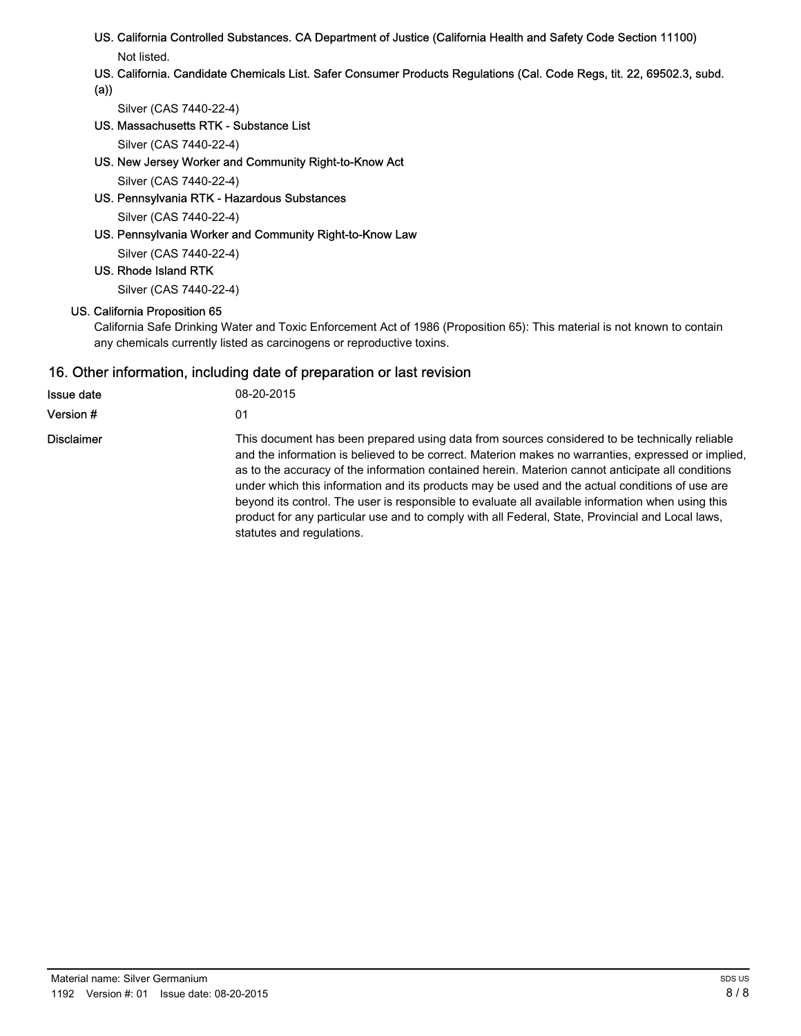**US. California Controlled Substances. CA Department of Justice (California Health and Safety Code Section 11100)**

Not listed.

**US. California. Candidate Chemicals List. Safer Consumer Products Regulations (Cal. Code Regs, tit. 22, 69502.3, subd. (a))**

Silver (CAS 7440-22-4)

**US. Massachusetts RTK - Substance List**

Silver (CAS 7440-22-4)

**US. New Jersey Worker and Community Right-to-Know Act**

Silver (CAS 7440-22-4)

**US. Pennsylvania RTK - Hazardous Substances**

Silver (CAS 7440-22-4)

**US. Pennsylvania Worker and Community Right-to-Know Law**

Silver (CAS 7440-22-4)

**US. Rhode Island RTK**

Silver (CAS 7440-22-4)

**US. California Proposition 65**

California Safe Drinking Water and Toxic Enforcement Act of 1986 (Proposition 65): This material is not known to contain any chemicals currently listed as carcinogens or reproductive toxins.

## 16. Other information, including date of preparation or last revision

| | |
|---|---|
| **Issue date** | 08-20-2015 |
| **Version #** | 01 |
| **Disclaimer** | This document has been prepared using data from sources considered to be technically reliable and the information is believed to be correct. Materion makes no warranties, expressed or implied, as to the accuracy of the information contained herein. Materion cannot anticipate all conditions under which this information and its products may be used and the actual conditions of use are beyond its control. The user is responsible to evaluate all available information when using this product for any particular use and to comply with all Federal, State, Provincial and Local laws, statutes and regulations. |